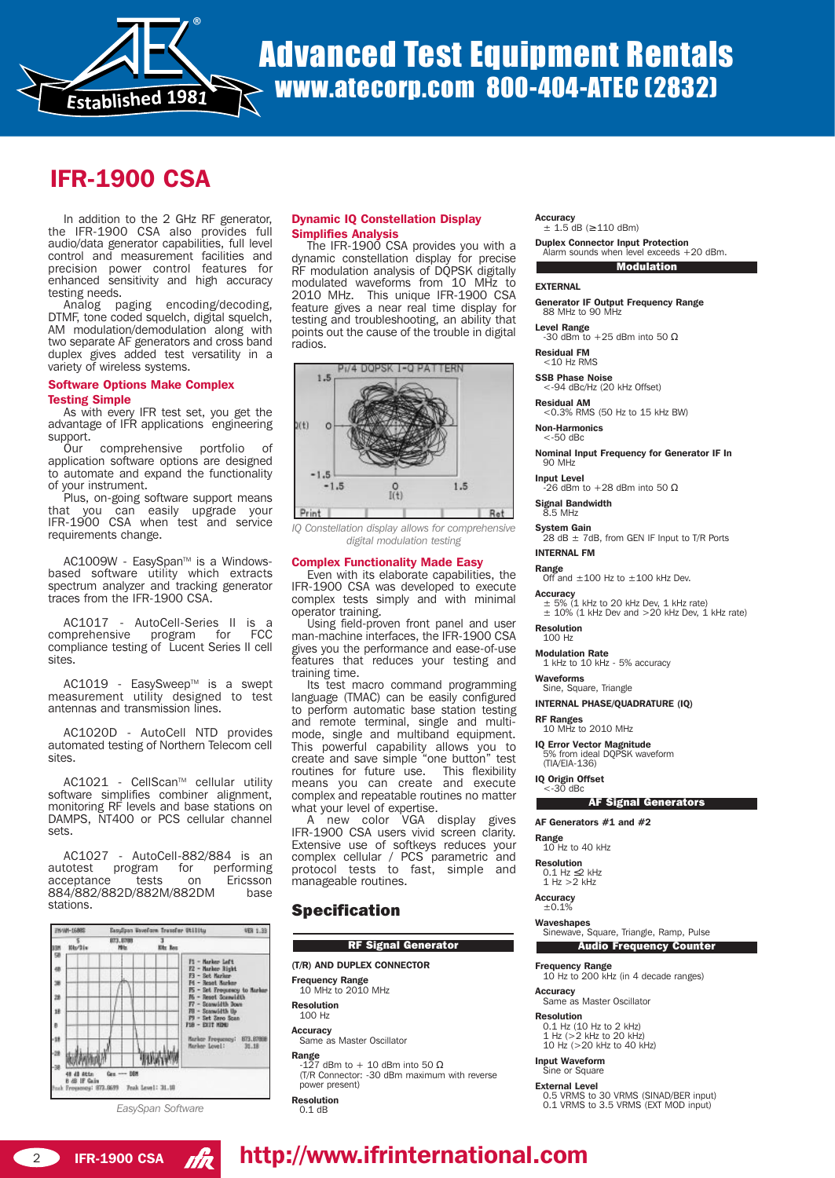# IFR-1900 CSA

In addition to the 2 GHz RF generator, the IFR-1900 CSA also provides full audio/data generator capabilities, full level control and measurement facilities and precision power control features for enhanced sensitivity and high accuracy testing needs.

Analog paging encoding/decoding, DTMF, tone coded squelch, digital squelch, AM modulation/demodulation along with two separate AF generators and cross band duplex gives added test versatility in a variety of wireless systems.

## Software Options Make Complex Testing Simple

As with every IFR test set, you get the advantage of IFR applications engineering support.

Our comprehensive portfolio of application software options are designed to automate and expand the functionality of your instrument.

Plus, on-going software support means that you can easily upgrade your IFR-1900 CSA when test and service requirements change.

AC1009W - EasySpan™ is a Windows-based software utility which extracts spectrum analyzer and tracking generator traces from the IFR-1900 CSA.

AC1017 - AutoCell-Series II is a comprehensive program for FCC compliance testing of Lucent Series II cell sites.

AC1019 - EasySweep™ is a swept measurement utility designed to test antennas and transmission lines.

AC1020D - AutoCell NTD provides automated testing of Northern Telecom cell sites.

AC1021 - CellScan™ cellular utility software simplifies combiner alignment, monitoring RF levels and base stations on DAMPS, NT400 or PCS cellular channel sets.

AC1027 - AutoCell-882/884 is an autotest program for performing acceptance tests on Ericsson 884/882/882D/882M/882DM base stations.

*EasySpan Software*

## Dynamic IQ Constellation Display Simplifies Analysis

The IFR-1900 CSA provides you with a dynamic constellation display for precise RF modulation analysis of DQPSK digitally modulated waveforms from 10 MHz to 2010 MHz. This unique IFR-1900 CSA feature gives a near real time display for testing and troubleshooting, an ability that points out the cause of the trouble in digital radios.

*IQ Constellation display allows for comprehensive digital modulation testing*

## Complex Functionality Made Easy

Even with its elaborate capabilities, the IFR-1900 CSA was developed to execute complex tests simply and with minimal operator training.

Using field-proven front panel and user man-machine interfaces, the IFR-1900 CSA gives you the performance and ease-of-use features that reduces your testing and training time.

Its test macro command programming language (TMAC) can be easily configured to perform automatic base station testing and remote terminal, single and multi-mode, single and multiband equipment. This powerful capability allows you to create and save simple "one button" test routines for future use. This flexibility means you can create and execute complex and repeatable routines no matter what your level of expertise.

A new color VGA display gives IFR-1900 CSA users vivid screen clarity. Extensive use of softkeys reduces your complex cellular / PCS parametric and protocol tests to fast, simple and manageable routines.

## Specification

### RF Signal Generator

**(T/R) AND DUPLEX CONNECTOR**

**Frequency Range**
10 MHz to 2010 MHz

**Resolution**
100 Hz

**Accuracy**
Same as Master Oscillator

**Range**
-127 dBm to + 10 dBm into 50 Ω
(T/R Connector: -30 dBm maximum with reverse power present)

**Resolution**
0.1 dB

**Accuracy**
± 1.5 dB (≥110 dBm)

**Duplex Connector Input Protection**
Alarm sounds when level exceeds +20 dBm.

### Modulation

**EXTERNAL**

**Generator IF Output Frequency Range**
88 MHz to 90 MHz

**Level Range**
-30 dBm to +25 dBm into 50 Ω

**Residual FM**
<10 Hz RMS

**SSB Phase Noise**
<-94 dBc/Hz (20 kHz Offset)

**Residual AM**
<0.3% RMS (50 Hz to 15 kHz BW)

**Non-Harmonics**
<-50 dBc

**Nominal Input Frequency for Generator IF In**
90 MHz

**Input Level**
-26 dBm to +28 dBm into 50 Ω

**Signal Bandwidth**
8.5 MHz

**System Gain**
28 dB ± 7dB, from GEN IF Input to T/R Ports

**INTERNAL FM**

**Range**
Off and ±100 Hz to ±100 kHz Dev.

**Accuracy**
± 5% (1 kHz to 20 kHz Dev, 1 kHz rate)
± 10% (1 kHz Dev and >20 kHz Dev, 1 kHz rate)

**Resolution**
100 Hz

**Modulation Rate**
1 kHz to 10 kHz - 5% accuracy

**Waveforms**
Sine, Square, Triangle

**INTERNAL PHASE/QUADRATURE (IQ)**

**RF Ranges**
10 MHz to 2010 MHz

**IQ Error Vector Magnitude**
5% from ideal DQPSK waveform (TIA/EIA-136)

**IQ Origin Offset**
<-30 dBc

### AF Signal Generators

**AF Generators #1 and #2**

**Range**
10 Hz to 40 kHz

**Resolution**
0.1 Hz ≤2 kHz
1 Hz >2 kHz

**Accuracy**
±0.1%

**Waveshapes**
Sinewave, Square, Triangle, Ramp, Pulse

### Audio Frequency Counter

**Frequency Range**
10 Hz to 200 kHz (in 4 decade ranges)

**Accuracy**
Same as Master Oscillator

**Resolution**
0.1 Hz (10 Hz to 2 kHz)
1 Hz (>2 kHz to 20 kHz)
10 Hz (>20 kHz to 40 kHz)

**Input Waveform**
Sine or Square

**External Level**
0.5 VRMS to 30 VRMS (SINAD/BER input)
0.1 VRMS to 3.5 VRMS (EXT MOD input)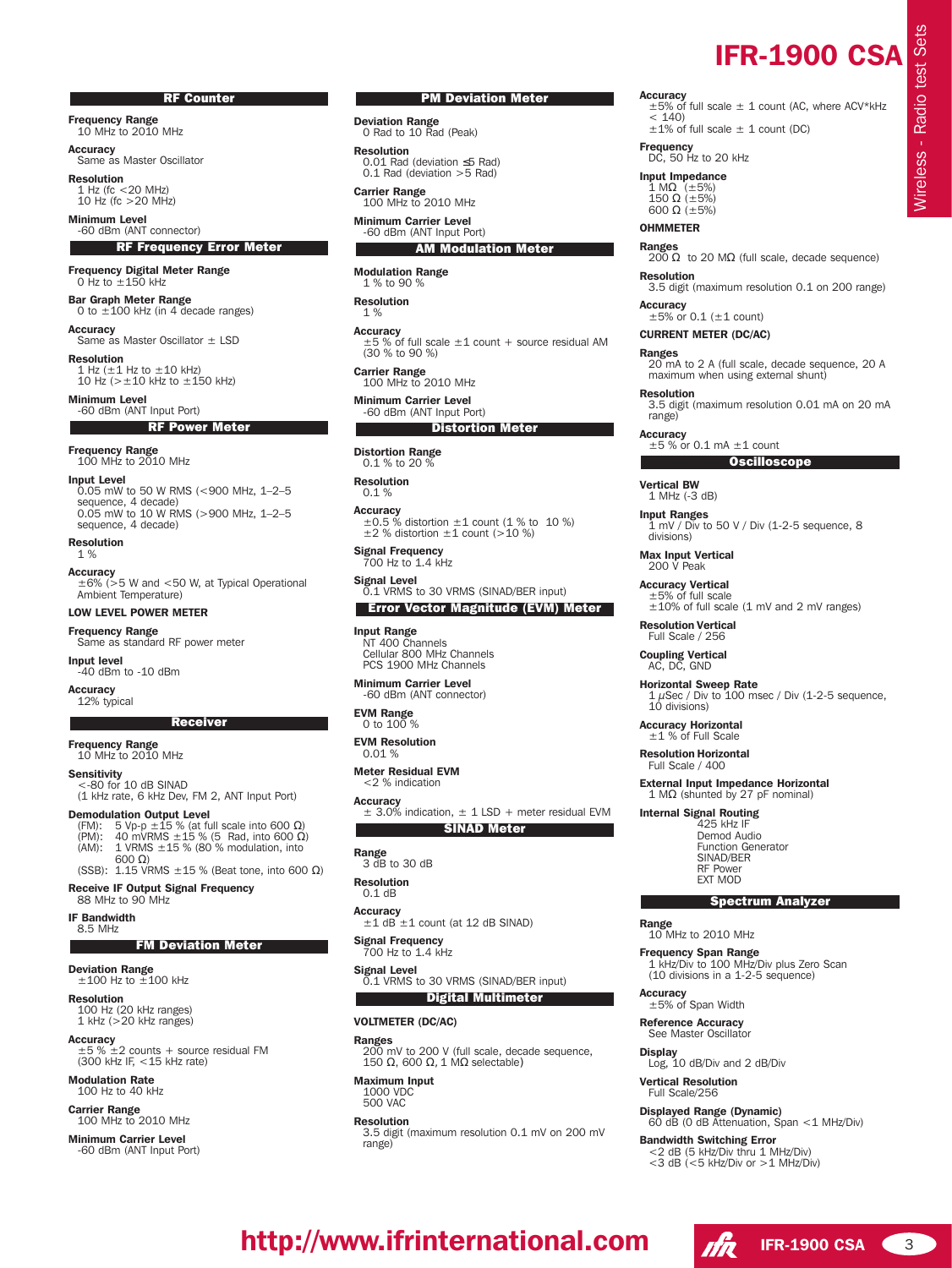# IFR-1900 CSA

## RF Counter

**Frequency Range**
10 MHz to 2010 MHz

**Accuracy**
Same as Master Oscillator

**Resolution**
1 Hz (fc <20 MHz)
10 Hz (fc >20 MHz)

**Minimum Level**
-60 dBm (ANT connector)

## RF Frequency Error Meter

**Frequency Digital Meter Range**
0 Hz to ±150 kHz

**Bar Graph Meter Range**
0 to ±100 kHz (in 4 decade ranges)

**Accuracy**
Same as Master Oscillator ± LSD

**Resolution**
1 Hz (±1 Hz to ±10 kHz)
10 Hz (>±10 kHz to ±150 kHz)

**Minimum Level**
-60 dBm (ANT Input Port)

## RF Power Meter

**Frequency Range**
100 MHz to 2010 MHz

**Input Level**
0.05 mW to 50 W RMS (<900 MHz, 1–2–5 sequence, 4 decade)
0.05 mW to 10 W RMS (>900 MHz, 1–2–5 sequence, 4 decade)

**Resolution**
1 %

**Accuracy**
±6% (>5 W and <50 W, at Typical Operational Ambient Temperature)

**LOW LEVEL POWER METER**

**Frequency Range**
Same as standard RF power meter

**Input level**
-40 dBm to -10 dBm

**Accuracy**
12% typical

## Receiver

**Frequency Range**
10 MHz to 2010 MHz

**Sensitivity**
<-80 for 10 dB SINAD
(1 kHz rate, 6 kHz Dev, FM 2, ANT Input Port)

**Demodulation Output Level**
(FM): 5 Vp-p ±15 % (at full scale into 600 Ω)
(PM): 40 mVRMS ±15 % (5 Rad, into 600 Ω)
(AM): 1 VRMS ±15 % (80 % modulation, into 600 Ω)
(SSB): 1.15 VRMS ±15 % (Beat tone, into 600 Ω)

**Receive IF Output Signal Frequency**
88 MHz to 90 MHz

**IF Bandwidth**
8.5 MHz

## FM Deviation Meter

**Deviation Range**
±100 Hz to ±100 kHz

**Resolution**
100 Hz (20 kHz ranges)
1 kHz (>20 kHz ranges)

**Accuracy**
±5 % ±2 counts + source residual FM
(300 kHz IF, <15 kHz rate)

**Modulation Rate**
100 Hz to 40 kHz

**Carrier Range**
100 MHz to 2010 MHz

**Minimum Carrier Level**
-60 dBm (ANT Input Port)

## PM Deviation Meter

**Deviation Range**
0 Rad to 10 Rad (Peak)

**Resolution**
0.01 Rad (deviation ≤5 Rad)
0.1 Rad (deviation >5 Rad)

**Carrier Range**
100 MHz to 2010 MHz

**Minimum Carrier Level**
-60 dBm (ANT Input Port)

## AM Modulation Meter

**Modulation Range**
1 % to 90 %

**Resolution**
1 %

**Accuracy**
±5 % of full scale ±1 count + source residual AM
(30 % to 90 %)

**Carrier Range**
100 MHz to 2010 MHz

**Minimum Carrier Level**
-60 dBm (ANT Input Port)

## Distortion Meter

**Distortion Range**
0.1 % to 20 %

**Resolution**
0.1 %

**Accuracy**
±0.5 % distortion ±1 count (1 % to 10 %)
±2 % distortion ±1 count (>10 %)

**Signal Frequency**
700 Hz to 1.4 kHz

**Signal Level**
0.1 VRMS to 30 VRMS (SINAD/BER input)

## Error Vector Magnitude (EVM) Meter

**Input Range**
NT 400 Channels
Cellular 800 MHz Channels
PCS 1900 MHz Channels

**Minimum Carrier Level**
-60 dBm (ANT connector)

**EVM Range**
0 to 100 %

**EVM Resolution**
0.01 %

**Meter Residual EVM**
<2 % indication

**Accuracy**
± 3.0% indication, ± 1 LSD + meter residual EVM

## SINAD Meter

**Range**
3 dB to 30 dB

**Resolution**
0.1 dB

**Accuracy**
±1 dB ±1 count (at 12 dB SINAD)

**Signal Frequency**
700 Hz to 1.4 kHz

**Signal Level**
0.1 VRMS to 30 VRMS (SINAD/BER input)

## Digital Multimeter

**VOLTMETER (DC/AC)**

**Ranges**
200 mV to 200 V (full scale, decade sequence, 150 Ω, 600 Ω, 1 MΩ selectable)

**Maximum Input**
1000 VDC
500 VAC

**Resolution**
3.5 digit (maximum resolution 0.1 mV on 200 mV range)

**Accuracy**
±5% of full scale ± 1 count (AC, where ACV*kHz < 140)
±1% of full scale ± 1 count (DC)

**Frequency**
DC, 50 Hz to 20 kHz

**Input Impedance**
1 MΩ (±5%)
150 Ω (±5%)
600 Ω (±5%)

**OHMMETER**

**Ranges**
200 Ω to 20 MΩ (full scale, decade sequence)

**Resolution**
3.5 digit (maximum resolution 0.1 on 200 range)

**Accuracy**
±5% or 0.1 (±1 count)

**CURRENT METER (DC/AC)**

**Ranges**
20 mA to 2 A (full scale, decade sequence, 20 A maximum when using external shunt)

**Resolution**
3.5 digit (maximum resolution 0.01 mA on 20 mA range)

**Accuracy**
±5 % or 0.1 mA ±1 count

## Oscilloscope

**Vertical BW**
1 MHz (-3 dB)

**Input Ranges**
1 mV / Div to 50 V / Div (1-2-5 sequence, 8 divisions)

**Max Input Vertical**
200 V Peak

**Accuracy Vertical**
±5% of full scale
±10% of full scale (1 mV and 2 mV ranges)

**Resolution Vertical**
Full Scale / 256

**Coupling Vertical**
AC, DC, GND

**Horizontal Sweep Rate**
1 μSec / Div to 100 msec / Div (1-2-5 sequence, 10 divisions)

**Accuracy Horizontal**
±1 % of Full Scale

**Resolution Horizontal**
Full Scale / 400

**External Input Impedance Horizontal**
1 MΩ (shunted by 27 pF nominal)

**Internal Signal Routing**
425 kHz IF
Demod Audio
Function Generator
SINAD/BER
RF Power
EXT MOD

## Spectrum Analyzer

**Range**
10 MHz to 2010 MHz

**Frequency Span Range**
1 kHz/Div to 100 MHz/Div plus Zero Scan
(10 divisions in a 1-2-5 sequence)

**Accuracy**
±5% of Span Width

**Reference Accuracy**
See Master Oscillator

**Display**
Log, 10 dB/Div and 2 dB/Div

**Vertical Resolution**
Full Scale/256

**Displayed Range (Dynamic)**
60 dB (0 dB Attenuation, Span <1 MHz/Div)

**Bandwidth Switching Error**
<2 dB (5 kHz/Div thru 1 MHz/Div)
<3 dB (<5 kHz/Div or >1 MHz/Div)

http://www.ifrinternational.com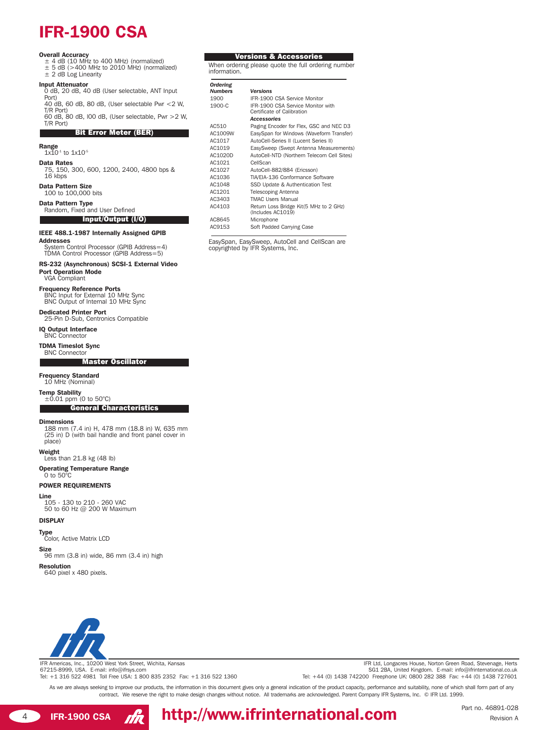# IFR-1900 CSA

**Overall Accuracy**
± 4 dB (10 MHz to 400 MHz) (normalized)
± 5 dB (>400 MHz to 2010 MHz) (normalized)
± 2 dB Log Linearity

**Input Attenuator**
0 dB, 20 dB, 40 dB (User selectable, ANT Input Port)
40 dB, 60 dB, 80 dB, (User selectable Pwr <2 W, T/R Port)
60 dB, 80 dB, l00 dB, (User selectable, Pwr >2 W, T/R Port)

## Bit Error Meter (BER)

**Range**
$1x10^{-1}$ to $1x10^{-5}$

**Data Rates**
75, 150, 300, 600, 1200, 2400, 4800 bps & 16 kbps

**Data Pattern Size**
100 to 100,000 bits

**Data Pattern Type**
Random, Fixed and User Defined

## Input/Output (I/O)

**IEEE 488.1-1987 Internally Assigned GPIB Addresses**
System Control Processor (GPIB Address=4)
TDMA Control Processor (GPIB Address=5)

**RS-232 (Asynchronous) SCSI-1 External Video Port Operation Mode**
VGA Compliant

**Frequency Reference Ports**
BNC Input for External 10 MHz Sync
BNC Output of Internal 10 MHz Sync

**Dedicated Printer Port**
25-Pin D-Sub, Centronics Compatible

**IQ Output Interface**
BNC Connector

**TDMA Timeslot Sync**
BNC Connector

## Master Oscillator

**Frequency Standard**
10 MHz (Nominal)

**Temp Stability**
±0.01 ppm (0 to 50°C)

## General Characteristics

**Dimensions**
188 mm (7.4 in) H, 478 mm (18.8 in) W, 635 mm (25 in) D (with bail handle and front panel cover in place)

**Weight**
Less than 21.8 kg (48 lb)

**Operating Temperature Range**
0 to 50°C

**POWER REQUIREMENTS**

**Line**
105 - 130 to 210 - 260 VAC
50 to 60 Hz @ 200 W Maximum

**DISPLAY**

**Type**
Color, Active Matrix LCD

**Size**
96 mm (3.8 in) wide, 86 mm (3.4 in) high

**Resolution**
640 pixel x 480 pixels.

## Versions & Accessories

When ordering please quote the full ordering number information.

| *Ordering Numbers* | *Versions* |
|---|---|
| 1900 | IFR-1900 CSA Service Monitor |
| 1900-C | IFR-1900 CSA Service Monitor with Certificate of Calibration |
| | ***Accessories*** |
| AC510 | Paging Encoder for Flex, GSC and NEC D3 |
| AC1009W | EasySpan for Windows (Waveform Transfer) |
| AC1017 | AutoCell-Series II (Lucent Series II) |
| AC1019 | EasySweep (Swept Antenna Measurements) |
| AC1020D | AutoCell-NTD (Northern Telecom Cell Sites) |
| AC1021 | CellScan |
| AC1027 | AutoCell-882/884 (Ericsson) |
| AC1036 | TIA/EIA-136 Conformance Software |
| AC1048 | SSD Update & Authentication Test |
| AC1201 | Telescoping Antenna |
| AC3403 | TMAC Users Manual |
| AC4103 | Return Loss Bridge Kit(5 MHz to 2 GHz) (Includes AC1019) |
| AC8645 | Microphone |
| AC9153 | Soft Padded Carrying Case |

EasySpan, EasySweep, AutoCell and CellScan are copyrighted by IFR Systems, Inc.

IFR Americas, Inc., 10200 West York Street, Wichita, Kansas 67215-8999, USA. E-mail: info@ifrsys.com
Tel: +1 316 522 4981 Toll Free USA: 1 800 835 2352 Fax: +1 316 522 1360

IFR Ltd, Longacres House, Norton Green Road, Stevenage, Herts SG1 2BA, United Kingdom. E-mail: info@ifrinternational.co.uk
Tel: +44 (0) 1438 742200 Freephone UK: 0800 282 388 Fax: +44 (0) 1438 727601

As we are always seeking to improve our products, the information in this document gives only a general indication of the product capacity, performance and suitability, none of which shall form part of any contract. We reserve the right to make design changes without notice. All trademarks are acknowledged. Parent Company IFR Systems, Inc. © IFR Ltd. 1999.

http://www.ifrinternational.com

Part no. 46891-028
Revision A